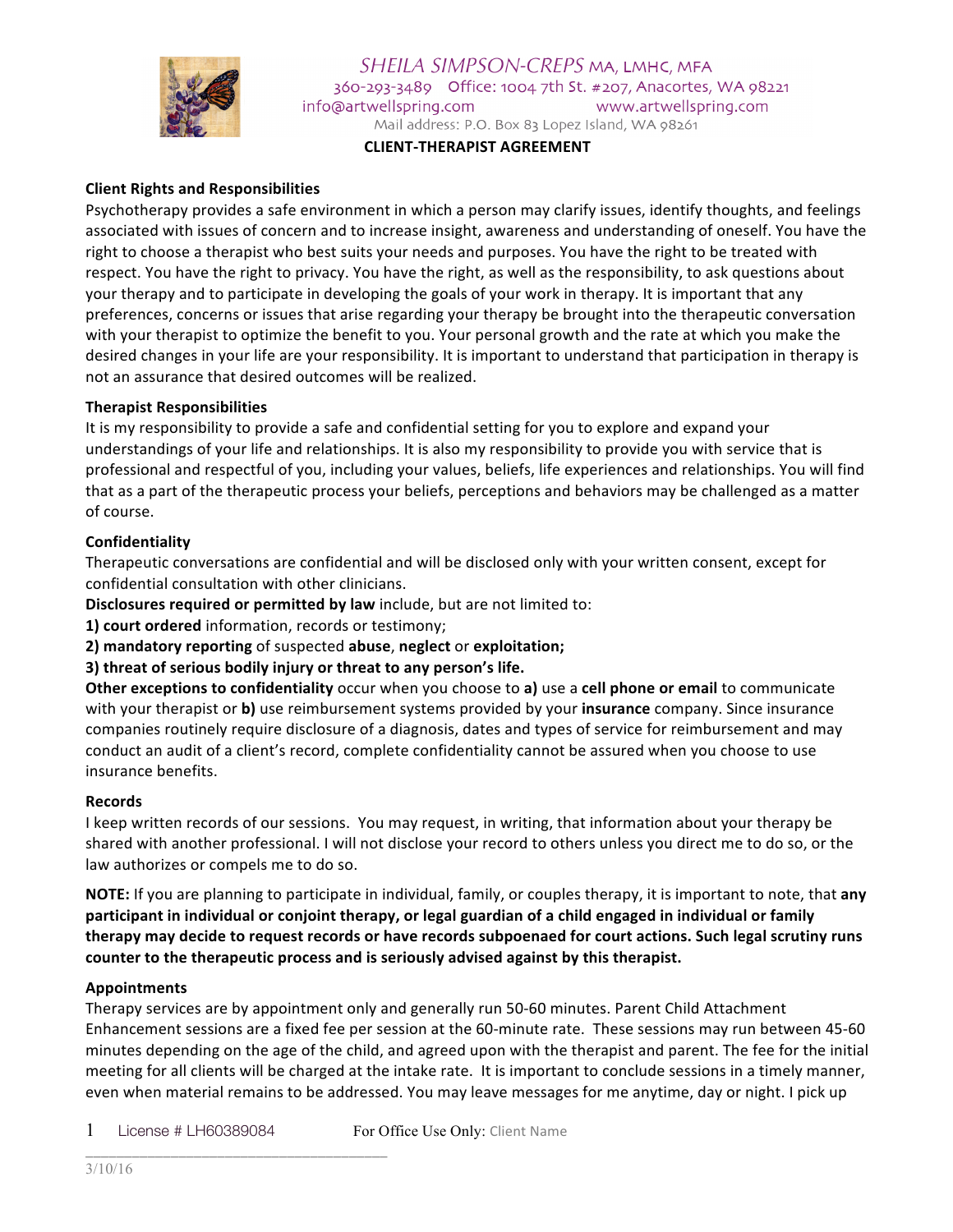SHEILA SIMPSON-CREPS MA, LMHC, MFA
360-293-3489 Office: 1004 7th St. #207, Anacortes, WA 98221
info@artwellspring.com www.artwellspring.com
Mail address: P.O. Box 83 Lopez Island, WA 98261

# CLIENT-THERAPIST AGREEMENT

**Client Rights and Responsibilities**

Psychotherapy provides a safe environment in which a person may clarify issues, identify thoughts, and feelings associated with issues of concern and to increase insight, awareness and understanding of oneself. You have the right to choose a therapist who best suits your needs and purposes. You have the right to be treated with respect. You have the right to privacy. You have the right, as well as the responsibility, to ask questions about your therapy and to participate in developing the goals of your work in therapy. It is important that any preferences, concerns or issues that arise regarding your therapy be brought into the therapeutic conversation with your therapist to optimize the benefit to you. Your personal growth and the rate at which you make the desired changes in your life are your responsibility. It is important to understand that participation in therapy is not an assurance that desired outcomes will be realized.

**Therapist Responsibilities**

It is my responsibility to provide a safe and confidential setting for you to explore and expand your understandings of your life and relationships. It is also my responsibility to provide you with service that is professional and respectful of you, including your values, beliefs, life experiences and relationships. You will find that as a part of the therapeutic process your beliefs, perceptions and behaviors may be challenged as a matter of course.

**Confidentiality**

Therapeutic conversations are confidential and will be disclosed only with your written consent, except for confidential consultation with other clinicians.

**Disclosures required or permitted by law** include, but are not limited to:

**1) court ordered** information, records or testimony;

**2) mandatory reporting** of suspected **abuse**, **neglect** or **exploitation;**

**3) threat of serious bodily injury or threat to any person's life.**

**Other exceptions to confidentiality** occur when you choose to **a)** use a **cell phone or email** to communicate with your therapist or **b)** use reimbursement systems provided by your **insurance** company. Since insurance companies routinely require disclosure of a diagnosis, dates and types of service for reimbursement and may conduct an audit of a client's record, complete confidentiality cannot be assured when you choose to use insurance benefits.

**Records**

I keep written records of our sessions. You may request, in writing, that information about your therapy be shared with another professional. I will not disclose your record to others unless you direct me to do so, or the law authorizes or compels me to do so.

**NOTE:** If you are planning to participate in individual, family, or couples therapy, it is important to note, that **any participant in individual or conjoint therapy, or legal guardian of a child engaged in individual or family therapy may decide to request records or have records subpoenaed for court actions. Such legal scrutiny runs counter to the therapeutic process and is seriously advised against by this therapist.**

**Appointments**

Therapy services are by appointment only and generally run 50-60 minutes. Parent Child Attachment Enhancement sessions are a fixed fee per session at the 60-minute rate. These sessions may run between 45-60 minutes depending on the age of the child, and agreed upon with the therapist and parent. The fee for the initial meeting for all clients will be charged at the intake rate. It is important to conclude sessions in a timely manner, even when material remains to be addressed. You may leave messages for me anytime, day or night. I pick up

License # LH60389084 For Office Use Only: Client Name

3/10/16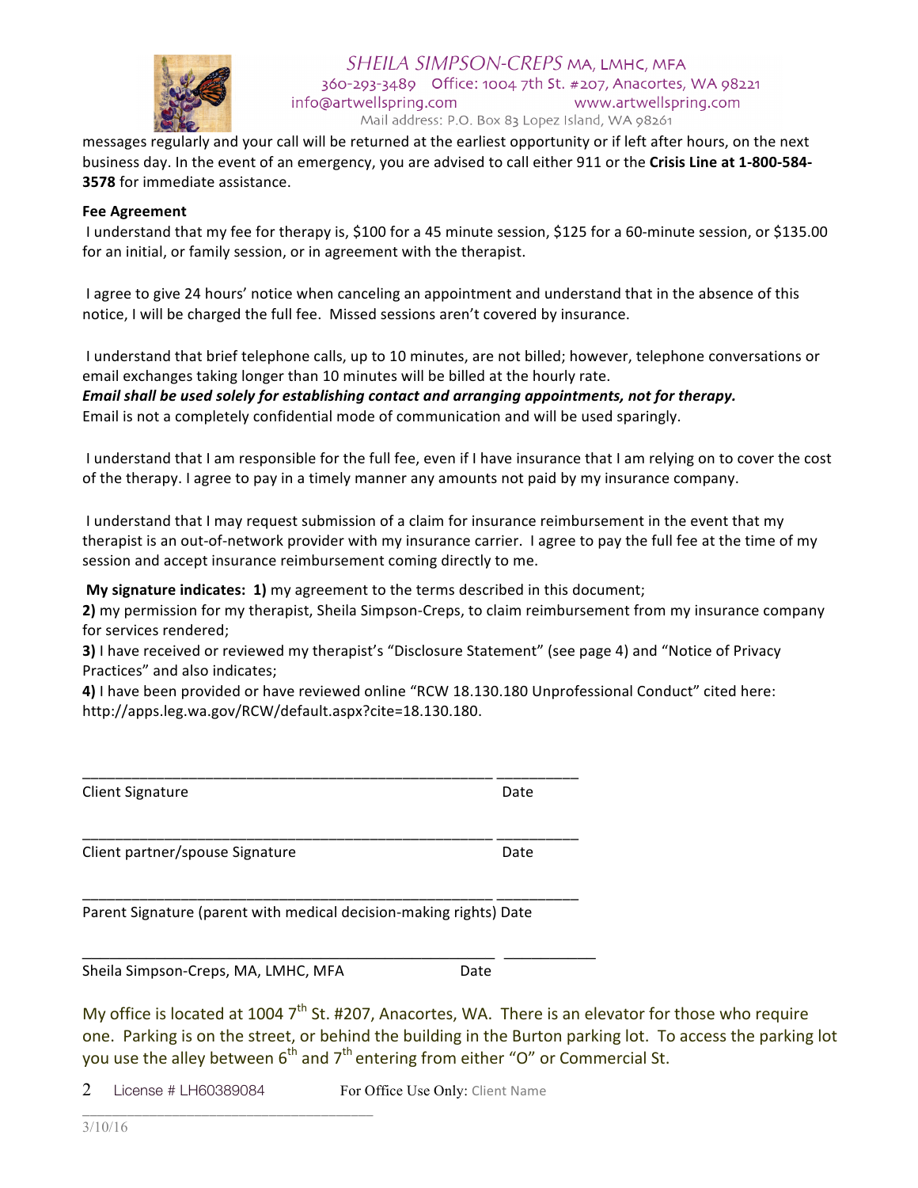messages regularly and your call will be returned at the earliest opportunity or if left after hours, on the next business day. In the event of an emergency, you are advised to call either 911 or the **Crisis Line at 1-800-584-3578** for immediate assistance.

**Fee Agreement**

I understand that my fee for therapy is, $100 for a 45 minute session, $125 for a 60-minute session, or $135.00 for an initial, or family session, or in agreement with the therapist.

I agree to give 24 hours' notice when canceling an appointment and understand that in the absence of this notice, I will be charged the full fee. Missed sessions aren't covered by insurance.

I understand that brief telephone calls, up to 10 minutes, are not billed; however, telephone conversations or email exchanges taking longer than 10 minutes will be billed at the hourly rate.
***Email shall be used solely for establishing contact and arranging appointments, not for therapy.***
Email is not a completely confidential mode of communication and will be used sparingly.

I understand that I am responsible for the full fee, even if I have insurance that I am relying on to cover the cost of the therapy. I agree to pay in a timely manner any amounts not paid by my insurance company.

I understand that I may request submission of a claim for insurance reimbursement in the event that my therapist is an out-of-network provider with my insurance carrier. I agree to pay the full fee at the time of my session and accept insurance reimbursement coming directly to me.

**My signature indicates: 1)** my agreement to the terms described in this document;
**2)** my permission for my therapist, Sheila Simpson-Creps, to claim reimbursement from my insurance company for services rendered;
**3)** I have received or reviewed my therapist's "Disclosure Statement" (see page 4) and "Notice of Privacy Practices" and also indicates;
**4)** I have been provided or have reviewed online "RCW 18.130.180 Unprofessional Conduct" cited here: http://apps.leg.wa.gov/RCW/default.aspx?cite=18.130.180.

\_\_\_\_\_\_\_\_\_\_\_\_\_\_\_\_\_\_\_\_\_\_\_\_\_\_\_\_\_\_\_\_\_\_\_\_\_\_\_\_\_\_\_\_\_\_\_\_ \_\_\_\_\_\_\_\_\_\_
Client Signature Date

\_\_\_\_\_\_\_\_\_\_\_\_\_\_\_\_\_\_\_\_\_\_\_\_\_\_\_\_\_\_\_\_\_\_\_\_\_\_\_\_\_\_\_\_\_\_\_\_ \_\_\_\_\_\_\_\_\_\_
Client partner/spouse Signature Date

\_\_\_\_\_\_\_\_\_\_\_\_\_\_\_\_\_\_\_\_\_\_\_\_\_\_\_\_\_\_\_\_\_\_\_\_\_\_\_\_\_\_\_\_\_\_\_\_ \_\_\_\_\_\_\_\_\_\_
Parent Signature (parent with medical decision-making rights) Date

\_\_\_\_\_\_\_\_\_\_\_\_\_\_\_\_\_\_\_\_\_\_\_\_\_\_\_\_\_\_\_\_\_\_\_\_\_\_\_\_\_\_\_\_\_\_\_\_ \_\_\_\_\_\_\_\_\_\_
Sheila Simpson-Creps, MA, LMHC, MFA Date

My office is located at 1004 7th St. #207, Anacortes, WA. There is an elevator for those who require one. Parking is on the street, or behind the building in the Burton parking lot. To access the parking lot you use the alley between 6th and 7th entering from either "O" or Commercial St.

License # LH60389084 For Office Use Only: Client Name

3/10/16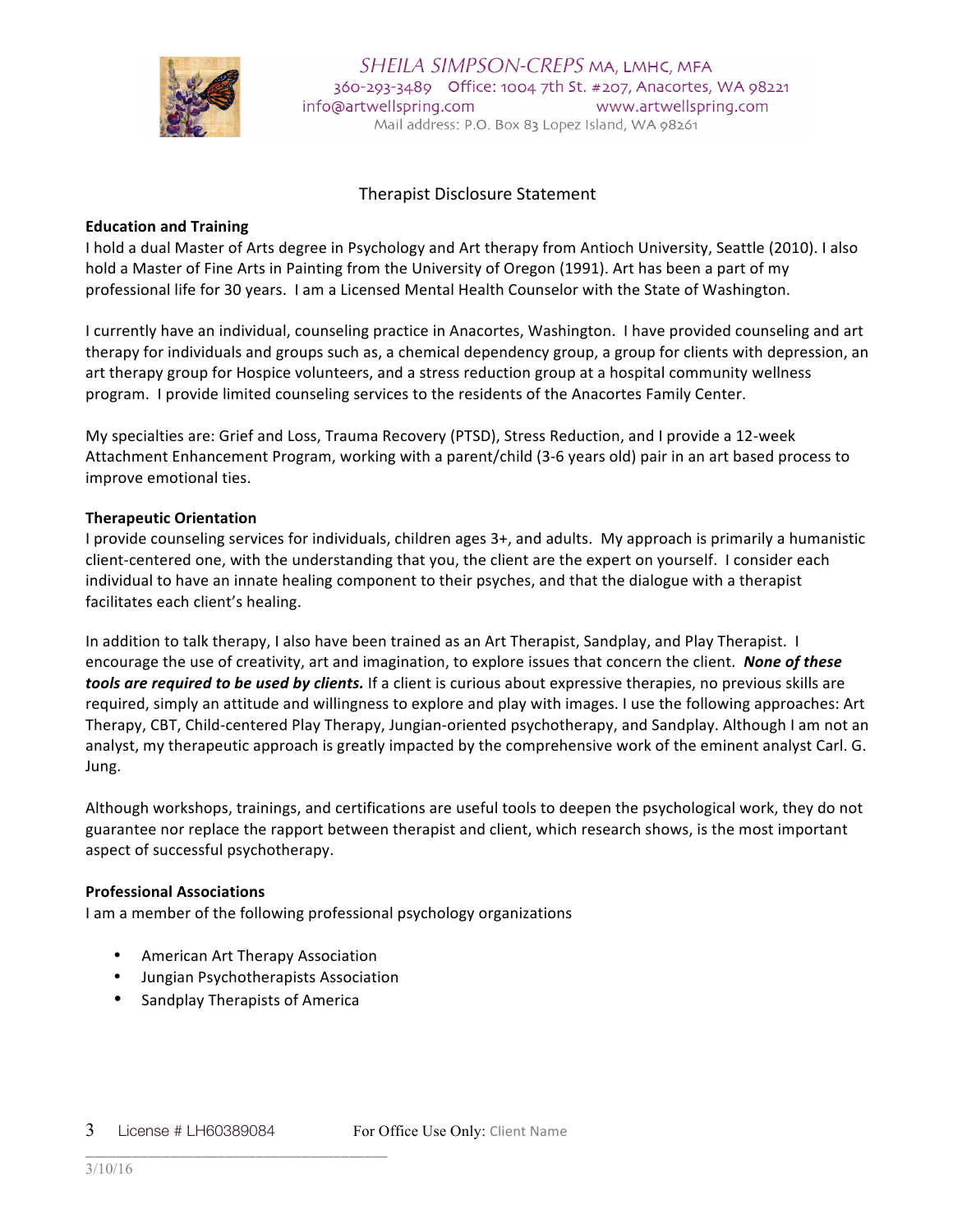SHEILA SIMPSON-CREPS MA, LMHC, MFA
360-293-3489 Office: 1004 7th St. #207, Anacortes, WA 98221
info@artwellspring.com www.artwellspring.com
Mail address: P.O. Box 83 Lopez Island, WA 98261

# Therapist Disclosure Statement

**Education and Training**

I hold a dual Master of Arts degree in Psychology and Art therapy from Antioch University, Seattle (2010). I also hold a Master of Fine Arts in Painting from the University of Oregon (1991). Art has been a part of my professional life for 30 years. I am a Licensed Mental Health Counselor with the State of Washington.

I currently have an individual, counseling practice in Anacortes, Washington. I have provided counseling and art therapy for individuals and groups such as, a chemical dependency group, a group for clients with depression, an art therapy group for Hospice volunteers, and a stress reduction group at a hospital community wellness program. I provide limited counseling services to the residents of the Anacortes Family Center.

My specialties are: Grief and Loss, Trauma Recovery (PTSD), Stress Reduction, and I provide a 12-week Attachment Enhancement Program, working with a parent/child (3-6 years old) pair in an art based process to improve emotional ties.

**Therapeutic Orientation**

I provide counseling services for individuals, children ages 3+, and adults. My approach is primarily a humanistic client-centered one, with the understanding that you, the client are the expert on yourself. I consider each individual to have an innate healing component to their psyches, and that the dialogue with a therapist facilitates each client's healing.

In addition to talk therapy, I also have been trained as an Art Therapist, Sandplay, and Play Therapist. I encourage the use of creativity, art and imagination, to explore issues that concern the client. ***None of these tools are required to be used by clients.*** If a client is curious about expressive therapies, no previous skills are required, simply an attitude and willingness to explore and play with images. I use the following approaches: Art Therapy, CBT, Child-centered Play Therapy, Jungian-oriented psychotherapy, and Sandplay. Although I am not an analyst, my therapeutic approach is greatly impacted by the comprehensive work of the eminent analyst Carl. G. Jung.

Although workshops, trainings, and certifications are useful tools to deepen the psychological work, they do not guarantee nor replace the rapport between therapist and client, which research shows, is the most important aspect of successful psychotherapy.

**Professional Associations**

I am a member of the following professional psychology organizations

- American Art Therapy Association
- Jungian Psychotherapists Association
- Sandplay Therapists of America

License # LH60389084 For Office Use Only: Client Name ______________________________

3/10/16